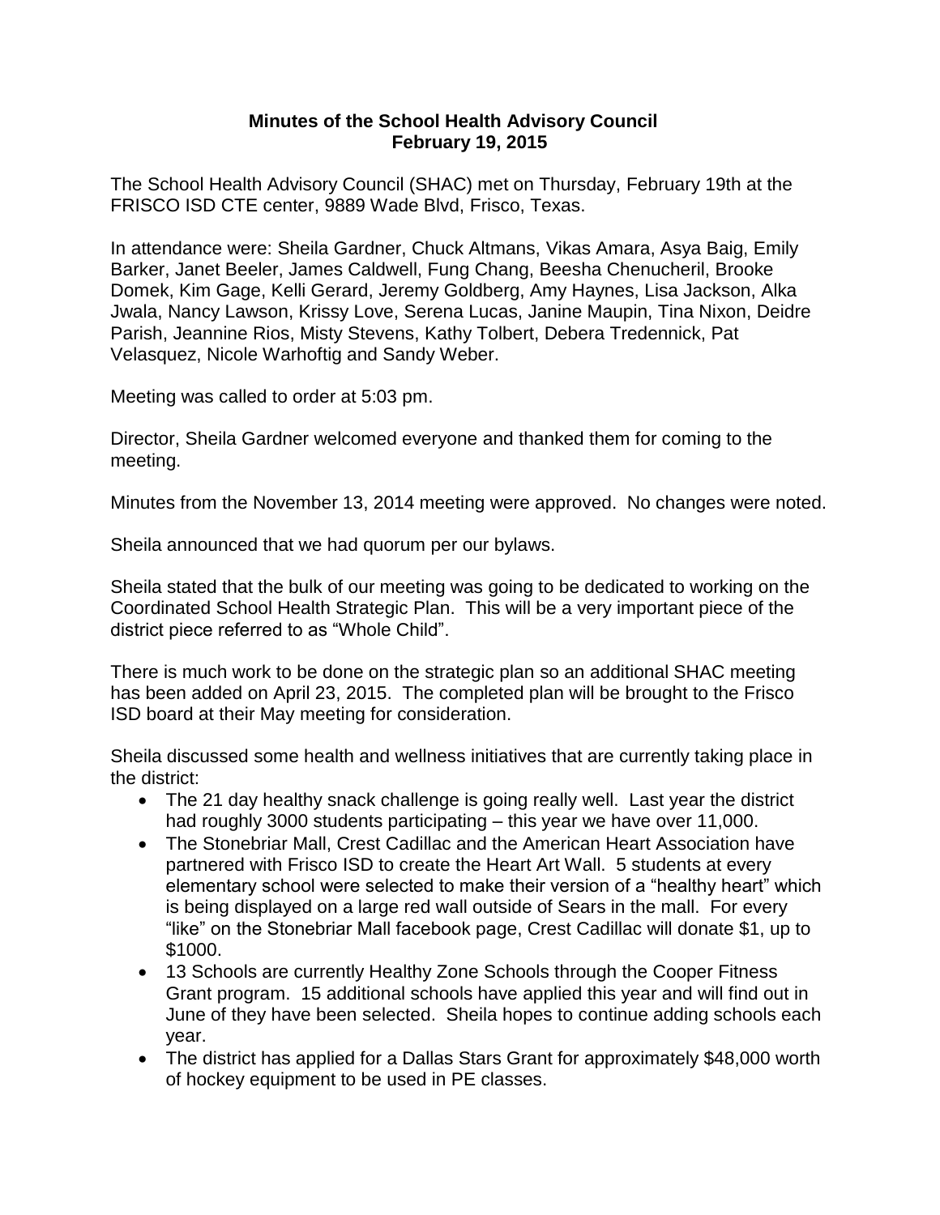# Minutes of the School Health Advisory Council
## February 19, 2015

The School Health Advisory Council (SHAC) met on Thursday, February 19th at the FRISCO ISD CTE center, 9889 Wade Blvd, Frisco, Texas.

In attendance were: Sheila Gardner, Chuck Altmans, Vikas Amara, Asya Baig, Emily Barker, Janet Beeler, James Caldwell, Fung Chang, Beesha Chenucheril, Brooke Domek, Kim Gage, Kelli Gerard, Jeremy Goldberg, Amy Haynes, Lisa Jackson, Alka Jwala, Nancy Lawson, Krissy Love, Serena Lucas, Janine Maupin, Tina Nixon, Deidre Parish, Jeannine Rios, Misty Stevens, Kathy Tolbert, Debera Tredennick, Pat Velasquez, Nicole Warhoftig and Sandy Weber.

Meeting was called to order at 5:03 pm.

Director, Sheila Gardner welcomed everyone and thanked them for coming to the meeting.

Minutes from the November 13, 2014 meeting were approved. No changes were noted.

Sheila announced that we had quorum per our bylaws.

Sheila stated that the bulk of our meeting was going to be dedicated to working on the Coordinated School Health Strategic Plan. This will be a very important piece of the district piece referred to as "Whole Child".

There is much work to be done on the strategic plan so an additional SHAC meeting has been added on April 23, 2015. The completed plan will be brought to the Frisco ISD board at their May meeting for consideration.

Sheila discussed some health and wellness initiatives that are currently taking place in the district:

- The 21 day healthy snack challenge is going really well. Last year the district had roughly 3000 students participating – this year we have over 11,000.
- The Stonebriar Mall, Crest Cadillac and the American Heart Association have partnered with Frisco ISD to create the Heart Art Wall. 5 students at every elementary school were selected to make their version of a "healthy heart" which is being displayed on a large red wall outside of Sears in the mall. For every "like" on the Stonebriar Mall facebook page, Crest Cadillac will donate $1, up to $1000.
- 13 Schools are currently Healthy Zone Schools through the Cooper Fitness Grant program. 15 additional schools have applied this year and will find out in June of they have been selected. Sheila hopes to continue adding schools each year.
- The district has applied for a Dallas Stars Grant for approximately $48,000 worth of hockey equipment to be used in PE classes.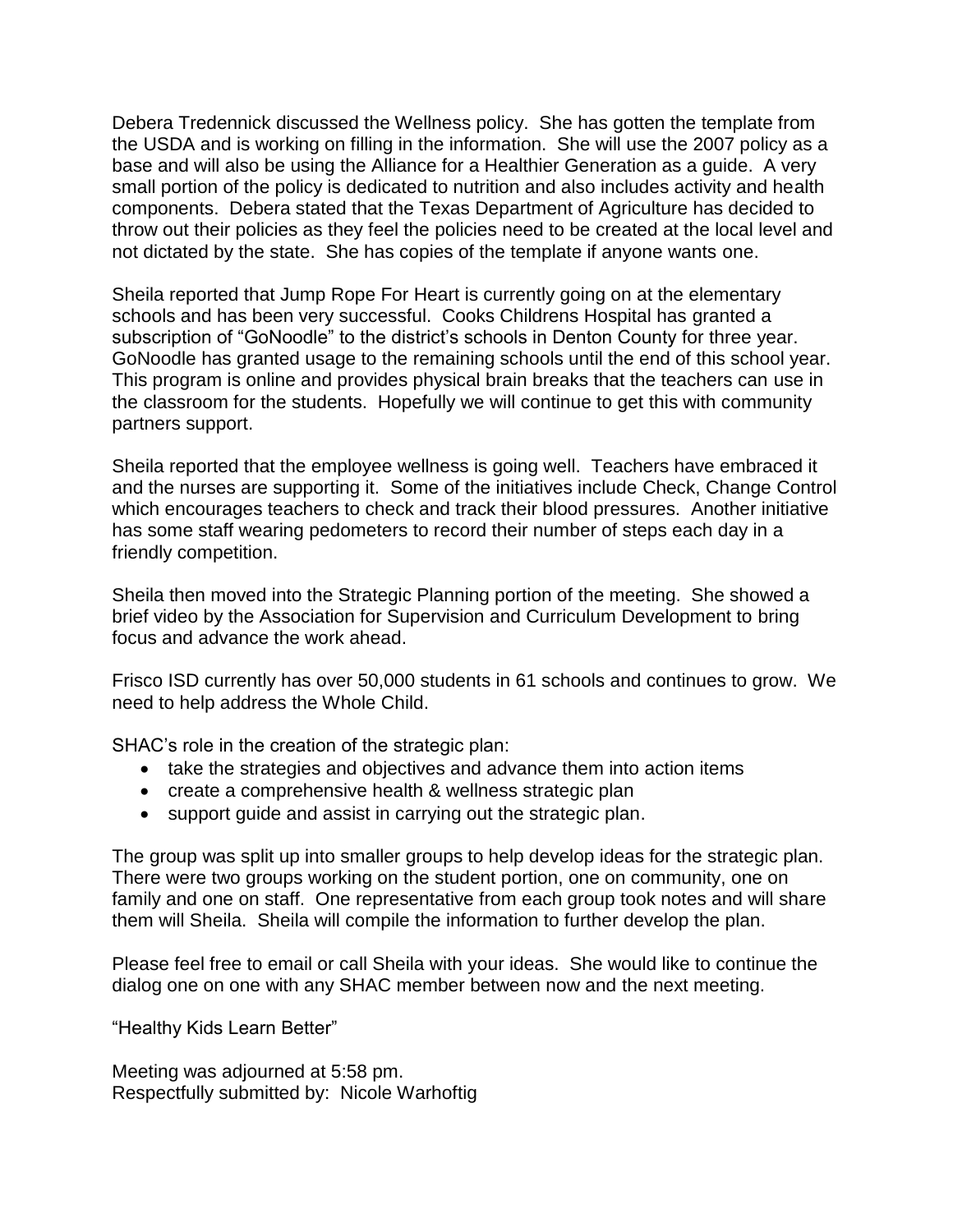Debera Tredennick discussed the Wellness policy. She has gotten the template from the USDA and is working on filling in the information. She will use the 2007 policy as a base and will also be using the Alliance for a Healthier Generation as a guide. A very small portion of the policy is dedicated to nutrition and also includes activity and health components. Debera stated that the Texas Department of Agriculture has decided to throw out their policies as they feel the policies need to be created at the local level and not dictated by the state. She has copies of the template if anyone wants one.

Sheila reported that Jump Rope For Heart is currently going on at the elementary schools and has been very successful. Cooks Childrens Hospital has granted a subscription of "GoNoodle" to the district's schools in Denton County for three year. GoNoodle has granted usage to the remaining schools until the end of this school year. This program is online and provides physical brain breaks that the teachers can use in the classroom for the students. Hopefully we will continue to get this with community partners support.

Sheila reported that the employee wellness is going well. Teachers have embraced it and the nurses are supporting it. Some of the initiatives include Check, Change Control which encourages teachers to check and track their blood pressures. Another initiative has some staff wearing pedometers to record their number of steps each day in a friendly competition.

Sheila then moved into the Strategic Planning portion of the meeting. She showed a brief video by the Association for Supervision and Curriculum Development to bring focus and advance the work ahead.

Frisco ISD currently has over 50,000 students in 61 schools and continues to grow. We need to help address the Whole Child.

SHAC's role in the creation of the strategic plan:

- take the strategies and objectives and advance them into action items
- create a comprehensive health & wellness strategic plan
- support guide and assist in carrying out the strategic plan.

The group was split up into smaller groups to help develop ideas for the strategic plan. There were two groups working on the student portion, one on community, one on family and one on staff. One representative from each group took notes and will share them will Sheila. Sheila will compile the information to further develop the plan.

Please feel free to email or call Sheila with your ideas. She would like to continue the dialog one on one with any SHAC member between now and the next meeting.

"Healthy Kids Learn Better"

Meeting was adjourned at 5:58 pm.
Respectfully submitted by: Nicole Warhoftig